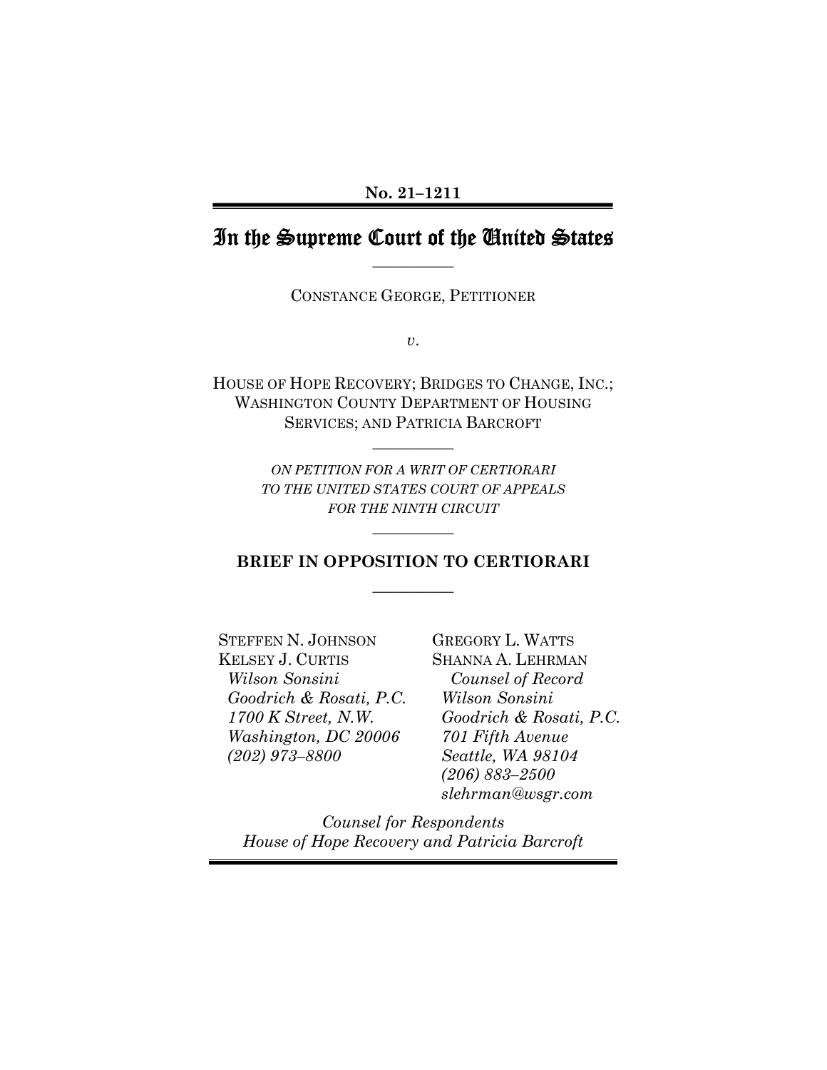No. 21–1211

# In the Supreme Court of the United States

---

CONSTANCE GEORGE, PETITIONER

*v.*

HOUSE OF HOPE RECOVERY; BRIDGES TO CHANGE, INC.; WASHINGTON COUNTY DEPARTMENT OF HOUSING SERVICES; AND PATRICIA BARCROFT

---

*ON PETITION FOR A WRIT OF CERTIORARI TO THE UNITED STATES COURT OF APPEALS FOR THE NINTH CIRCUIT*

---

**BRIEF IN OPPOSITION TO CERTIORARI**

---

STEFFEN N. JOHNSON
KELSEY J. CURTIS
*Wilson Sonsini Goodrich & Rosati, P.C.*
*1700 K Street, N.W.*
*Washington, DC 20006*
*(202) 973–8800*

GREGORY L. WATTS
SHANNA A. LEHRMAN
*Counsel of Record*
*Wilson Sonsini Goodrich & Rosati, P.C.*
*701 Fifth Avenue*
*Seattle, WA 98104*
*(206) 883–2500*
*slehrman@wsgr.com*

*Counsel for Respondents House of Hope Recovery and Patricia Barcroft*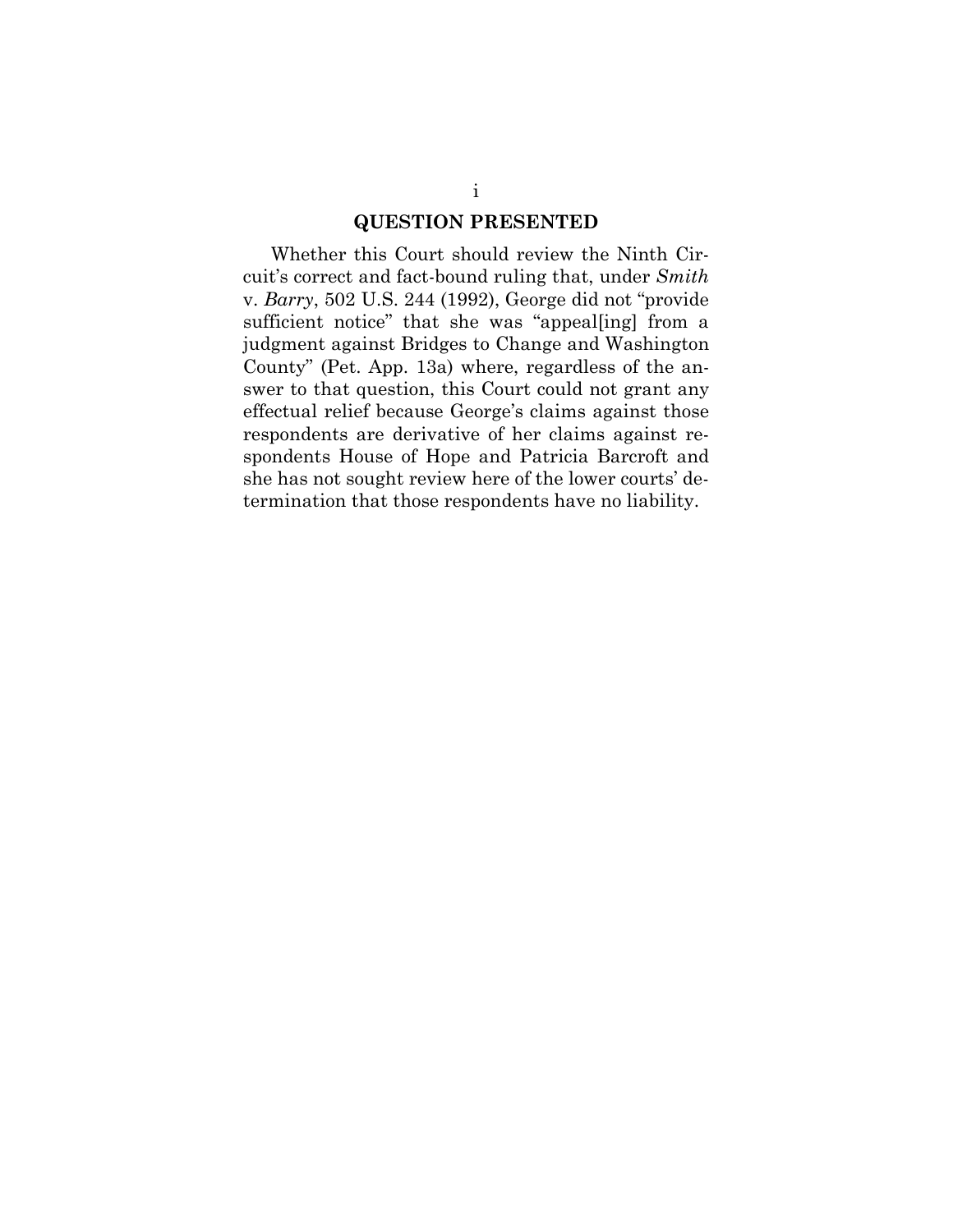## QUESTION PRESENTED

Whether this Court should review the Ninth Circuit's correct and fact-bound ruling that, under *Smith* v. *Barry*, 502 U.S. 244 (1992), George did not "provide sufficient notice" that she was "appeal[ing] from a judgment against Bridges to Change and Washington County" (Pet. App. 13a) where, regardless of the answer to that question, this Court could not grant any effectual relief because George's claims against those respondents are derivative of her claims against respondents House of Hope and Patricia Barcroft and she has not sought review here of the lower courts' determination that those respondents have no liability.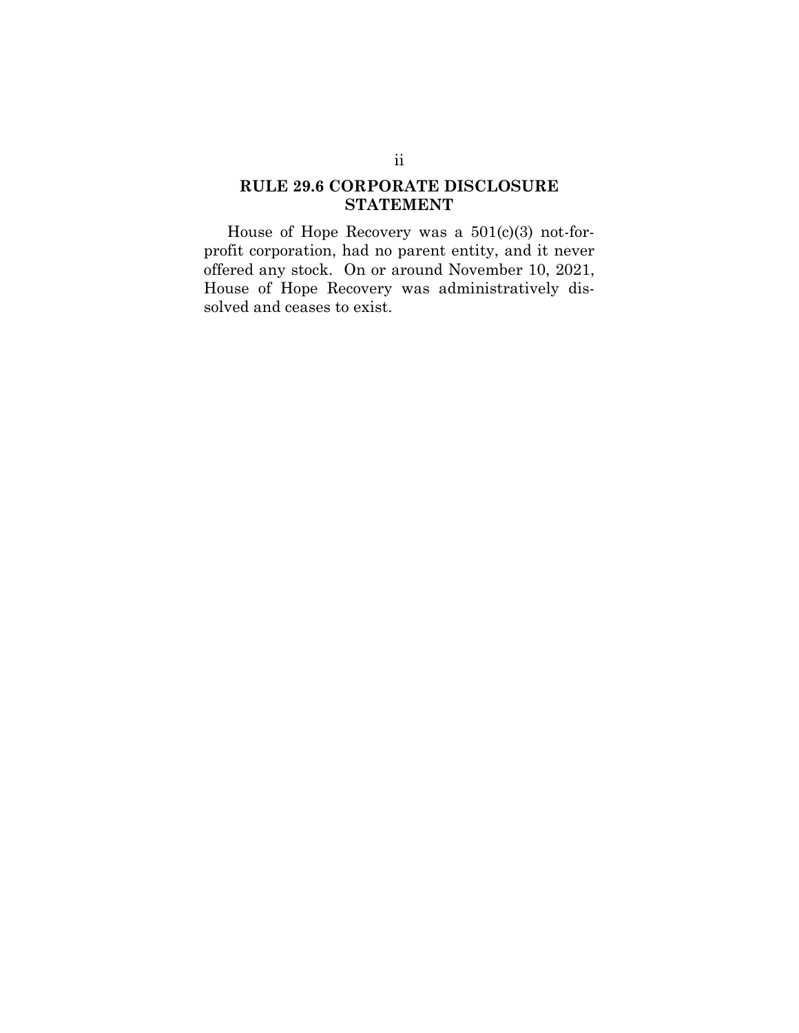## RULE 29.6 CORPORATE DISCLOSURE STATEMENT

House of Hope Recovery was a 501(c)(3) not-for-profit corporation, had no parent entity, and it never offered any stock. On or around November 10, 2021, House of Hope Recovery was administratively dissolved and ceases to exist.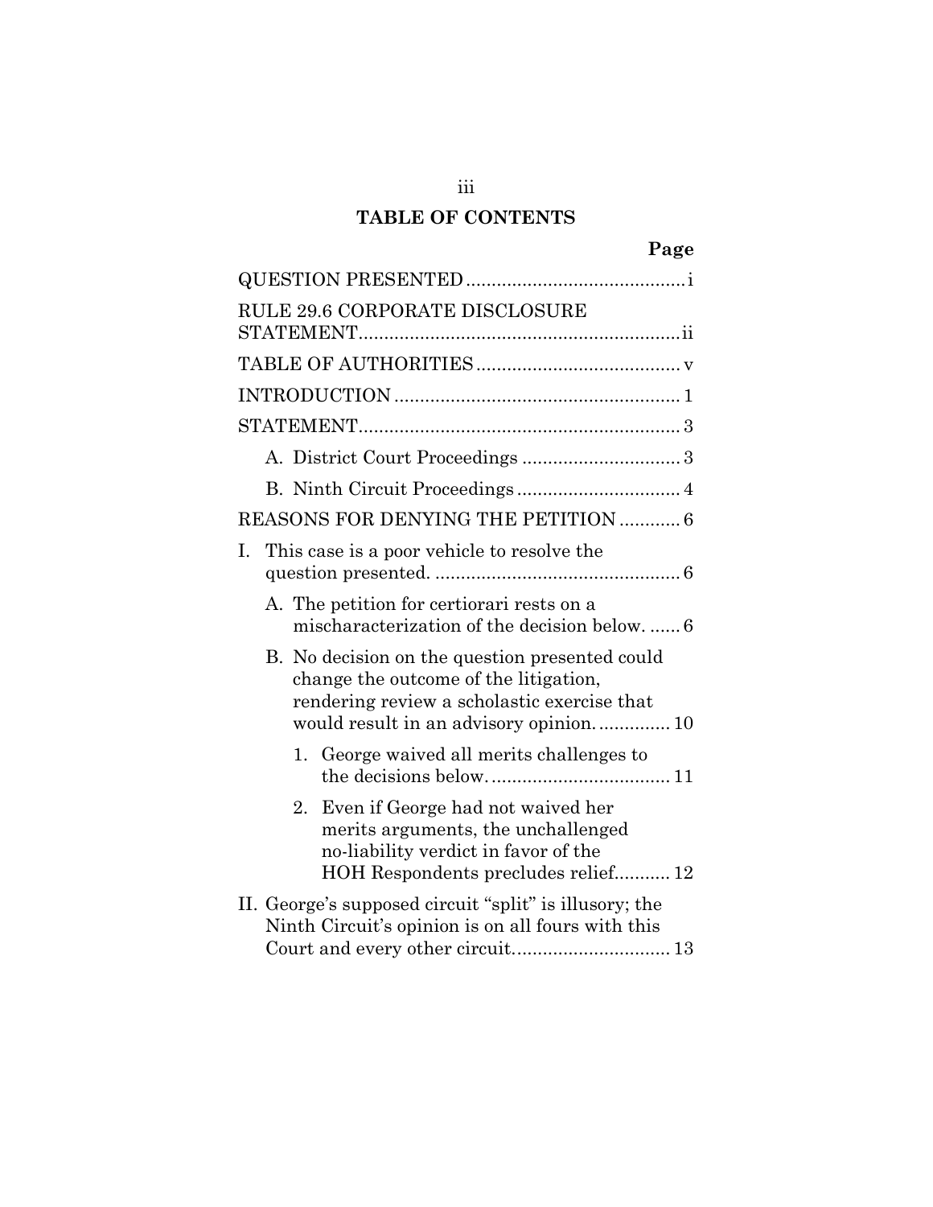# TABLE OF CONTENTS

| | Page |
|---|---|
| QUESTION PRESENTED | i |
| RULE 29.6 CORPORATE DISCLOSURE STATEMENT | ii |
| TABLE OF AUTHORITIES | v |
| INTRODUCTION | 1 |
| STATEMENT | 3 |
| A. District Court Proceedings | 3 |
| B. Ninth Circuit Proceedings | 4 |
| REASONS FOR DENYING THE PETITION | 6 |
| I. This case is a poor vehicle to resolve the question presented. | 6 |
| A. The petition for certiorari rests on a mischaracterization of the decision below. | 6 |
| B. No decision on the question presented could change the outcome of the litigation, rendering review a scholastic exercise that would result in an advisory opinion. | 10 |
| 1. George waived all merits challenges to the decisions below. | 11 |
| 2. Even if George had not waived her merits arguments, the unchallenged no-liability verdict in favor of the HOH Respondents precludes relief | 12 |
| II. George's supposed circuit "split" is illusory; the Ninth Circuit's opinion is on all fours with this Court and every other circuit | 13 |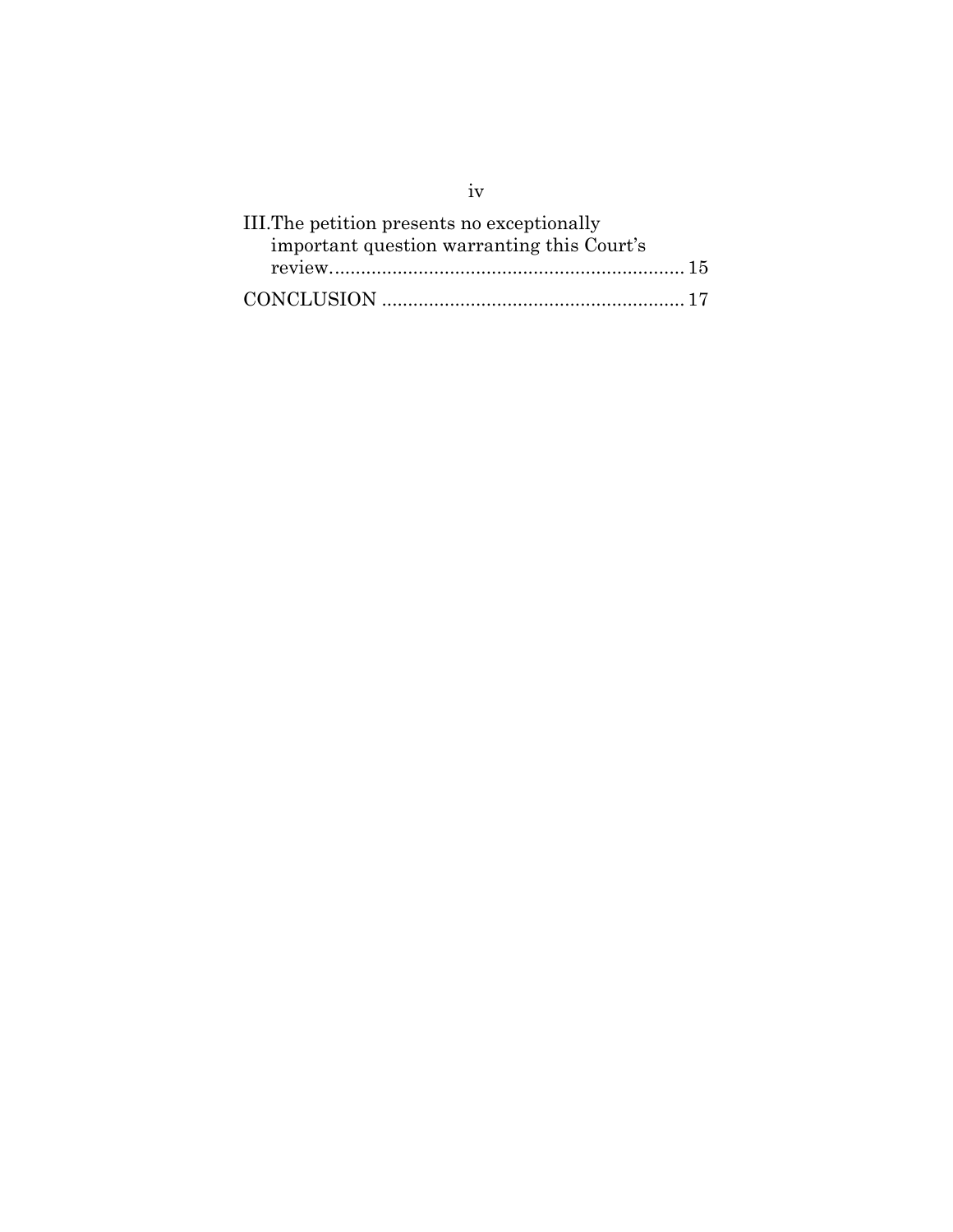III. The petition presents no exceptionally important question warranting this Court's review.................................................................. 15

CONCLUSION ......................................................... 17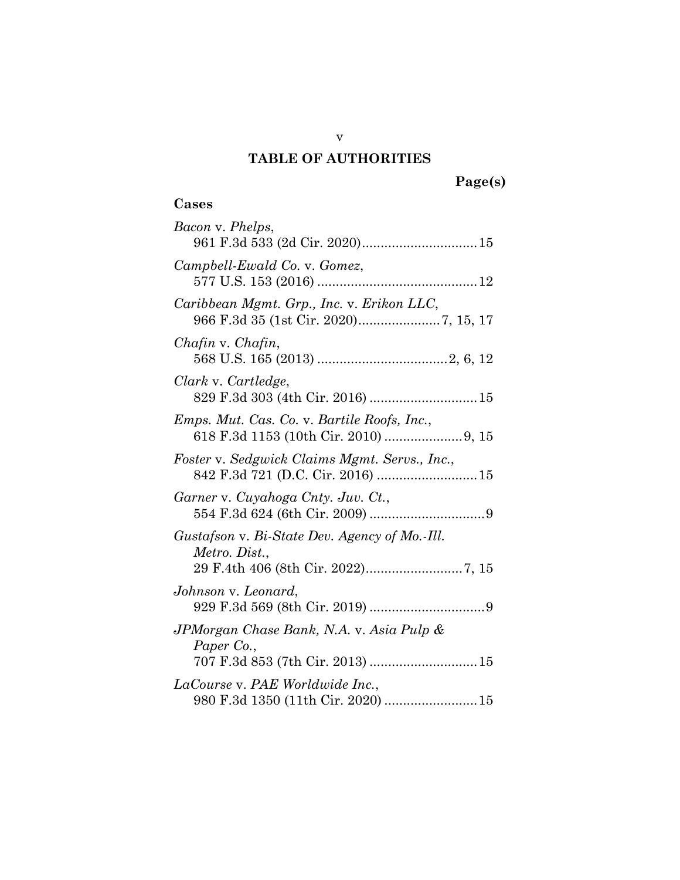# TABLE OF AUTHORITIES

**Page(s)**

**Cases**

*Bacon* v. *Phelps*,
961 F.3d 533 (2d Cir. 2020)...............................15

*Campbell-Ewald Co.* v. *Gomez*,
577 U.S. 153 (2016) ...........................................12

*Caribbean Mgmt. Grp., Inc.* v. *Erikon LLC*,
966 F.3d 35 (1st Cir. 2020)......................7, 15, 17

*Chafin* v. *Chafin*,
568 U.S. 165 (2013) ...................................2, 6, 12

*Clark* v. *Cartledge*,
829 F.3d 303 (4th Cir. 2016) .............................15

*Emps. Mut. Cas. Co.* v. *Bartile Roofs, Inc.*,
618 F.3d 1153 (10th Cir. 2010) .....................9, 15

*Foster* v. *Sedgwick Claims Mgmt. Servs., Inc.*,
842 F.3d 721 (D.C. Cir. 2016) ...........................15

*Garner* v. *Cuyahoga Cnty. Juv. Ct.*,
554 F.3d 624 (6th Cir. 2009) ...............................9

*Gustafson* v. *Bi-State Dev. Agency of Mo.-Ill. Metro. Dist.*,
29 F.4th 406 (8th Cir. 2022)..........................7, 15

*Johnson* v. *Leonard*,
929 F.3d 569 (8th Cir. 2019) ...............................9

*JPMorgan Chase Bank, N.A.* v. *Asia Pulp & Paper Co.*,
707 F.3d 853 (7th Cir. 2013) .............................15

*LaCourse* v. *PAE Worldwide Inc.*,
980 F.3d 1350 (11th Cir. 2020) .........................15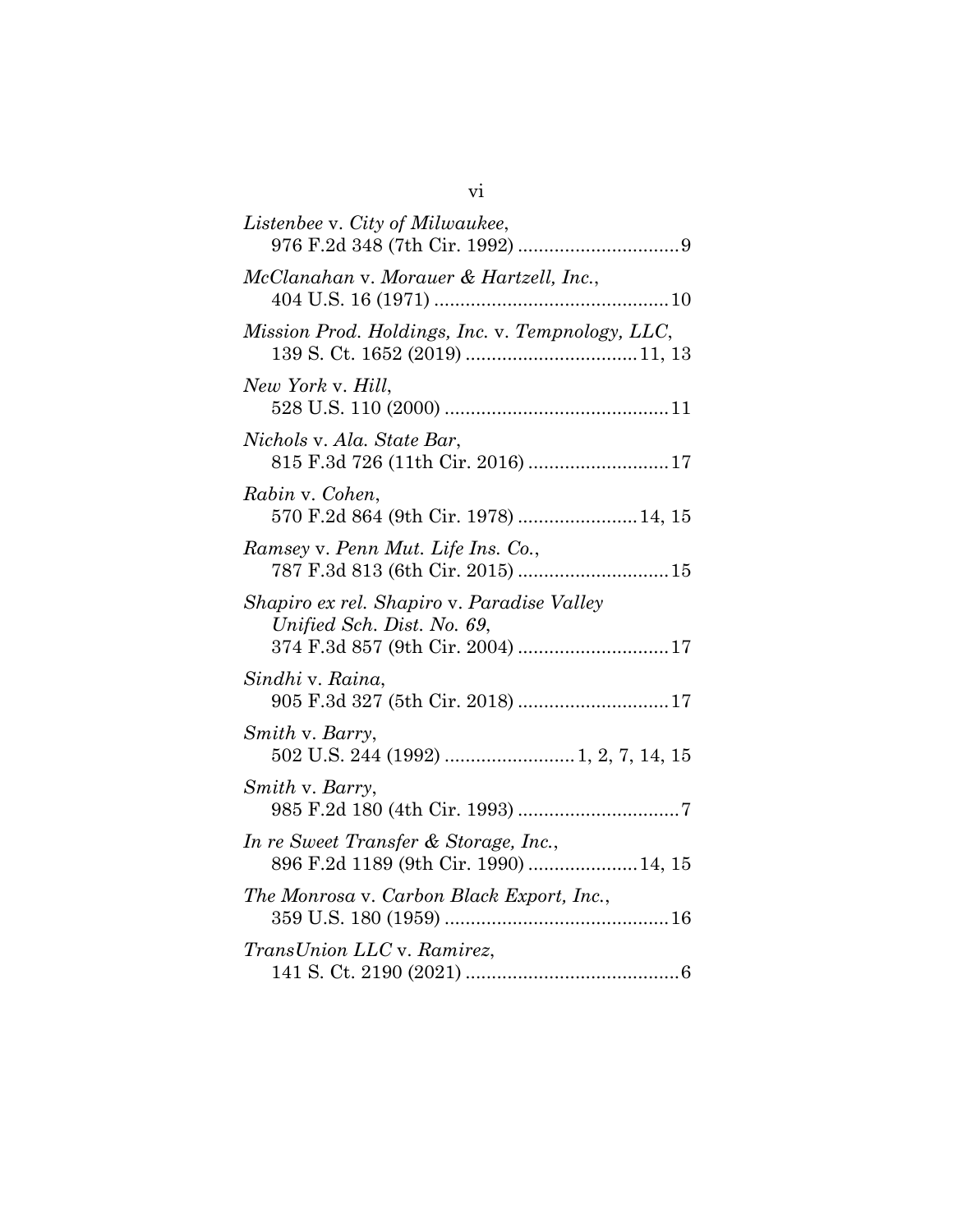*Listenbee* v. *City of Milwaukee*,
976 F.2d 348 (7th Cir. 1992) ................................ 9

*McClanahan* v. *Morauer & Hartzell, Inc.*,
404 U.S. 16 (1971) .............................................. 10

*Mission Prod. Holdings, Inc.* v. *Tempnology, LLC*,
139 S. Ct. 1652 (2019) ................................. 11, 13

*New York* v. *Hill*,
528 U.S. 110 (2000) ............................................ 11

*Nichols* v. *Ala. State Bar*,
815 F.3d 726 (11th Cir. 2016) ........................... 17

*Rabin* v. *Cohen*,
570 F.2d 864 (9th Cir. 1978) ....................... 14, 15

*Ramsey* v. *Penn Mut. Life Ins. Co.*,
787 F.3d 813 (6th Cir. 2015) ............................. 15

*Shapiro ex rel. Shapiro* v. *Paradise Valley Unified Sch. Dist. No. 69*,
374 F.3d 857 (9th Cir. 2004) ............................. 17

*Sindhi* v. *Raina*,
905 F.3d 327 (5th Cir. 2018) ............................. 17

*Smith* v. *Barry*,
502 U.S. 244 (1992) ......................... 1, 2, 7, 14, 15

*Smith* v. *Barry*,
985 F.2d 180 (4th Cir. 1993) ............................... 7

*In re Sweet Transfer & Storage, Inc.*,
896 F.2d 1189 (9th Cir. 1990) ..................... 14, 15

*The Monrosa* v. *Carbon Black Export, Inc.*,
359 U.S. 180 (1959) ............................................ 16

*TransUnion LLC* v. *Ramirez*,
141 S. Ct. 2190 (2021) .......................................... 6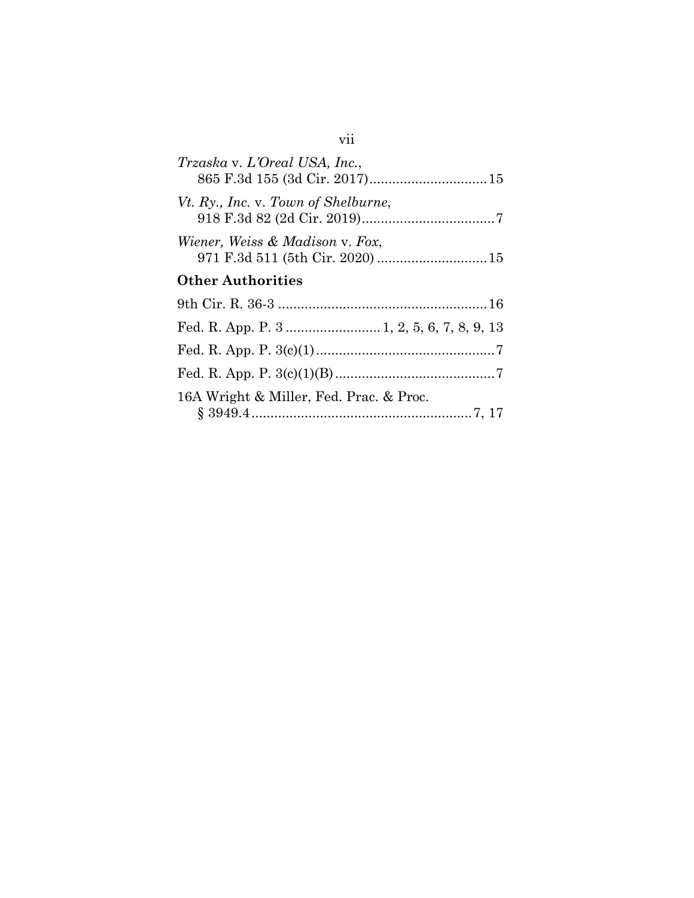*Trzaska* v. *L'Oreal USA, Inc.*,
865 F.3d 155 (3d Cir. 2017)..............................15

*Vt. Ry., Inc.* v. *Town of Shelburne*,
918 F.3d 82 (2d Cir. 2019)..................................7

*Wiener, Weiss & Madison* v. *Fox*,
971 F.3d 511 (5th Cir. 2020) ............................15

## Other Authorities

9th Cir. R. 36-3 .......................................................16

Fed. R. App. P. 3 ......................... 1, 2, 5, 6, 7, 8, 9, 13

Fed. R. App. P. 3(c)(1) ...............................................7

Fed. R. App. P. 3(c)(1)(B) ..........................................7

16A Wright & Miller, Fed. Prac. & Proc.
§ 3949.4 ..........................................................7, 17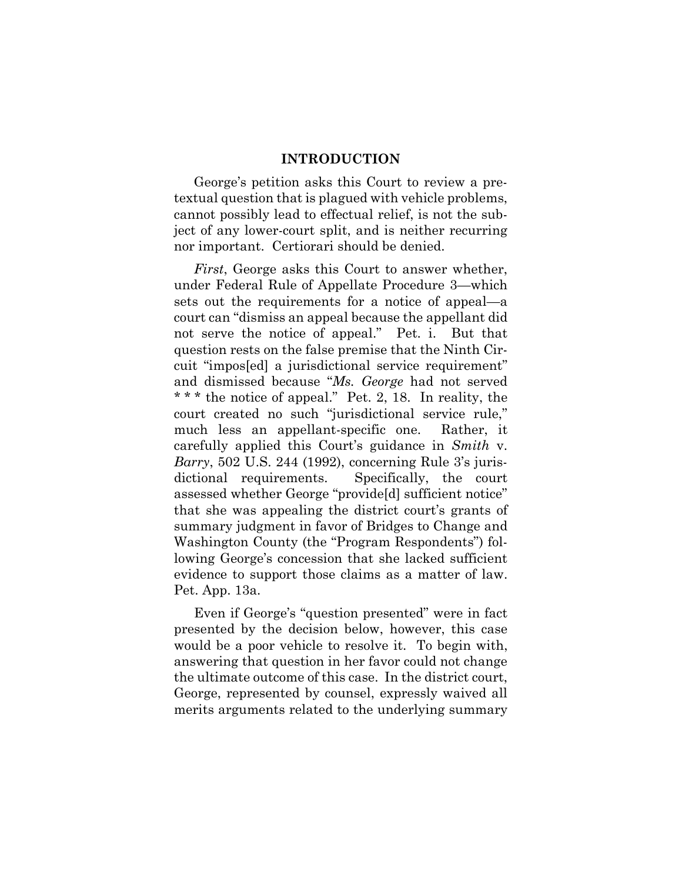## INTRODUCTION

George's petition asks this Court to review a pretextual question that is plagued with vehicle problems, cannot possibly lead to effectual relief, is not the subject of any lower-court split, and is neither recurring nor important. Certiorari should be denied.

*First*, George asks this Court to answer whether, under Federal Rule of Appellate Procedure 3—which sets out the requirements for a notice of appeal—a court can "dismiss an appeal because the appellant did not serve the notice of appeal." Pet. i. But that question rests on the false premise that the Ninth Circuit "impos[ed] a jurisdictional service requirement" and dismissed because "*Ms. George* had not served * * * the notice of appeal." Pet. 2, 18. In reality, the court created no such "jurisdictional service rule," much less an appellant-specific one. Rather, it carefully applied this Court's guidance in *Smith* v. *Barry*, 502 U.S. 244 (1992), concerning Rule 3's jurisdictional requirements. Specifically, the court assessed whether George "provide[d] sufficient notice" that she was appealing the district court's grants of summary judgment in favor of Bridges to Change and Washington County (the "Program Respondents") following George's concession that she lacked sufficient evidence to support those claims as a matter of law. Pet. App. 13a.

Even if George's "question presented" were in fact presented by the decision below, however, this case would be a poor vehicle to resolve it. To begin with, answering that question in her favor could not change the ultimate outcome of this case. In the district court, George, represented by counsel, expressly waived all merits arguments related to the underlying summary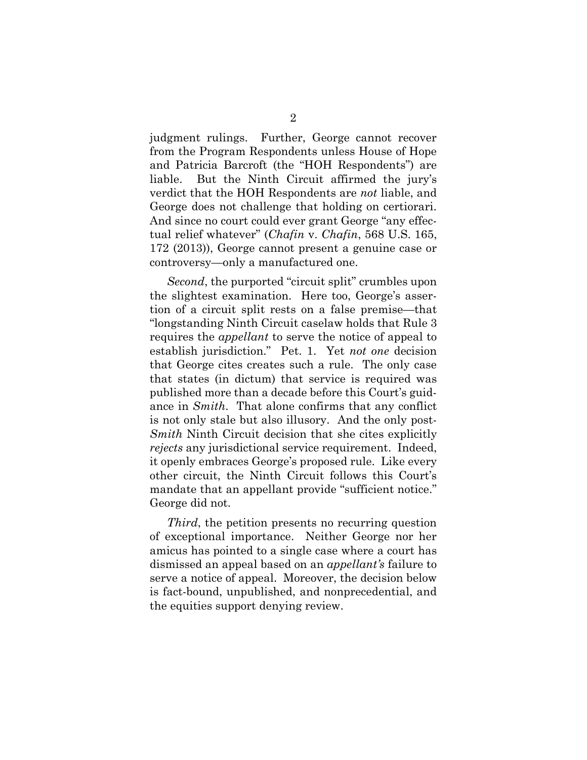judgment rulings. Further, George cannot recover from the Program Respondents unless House of Hope and Patricia Barcroft (the "HOH Respondents") are liable. But the Ninth Circuit affirmed the jury's verdict that the HOH Respondents are *not* liable, and George does not challenge that holding on certiorari. And since no court could ever grant George "any effectual relief whatever" (*Chafin* v. *Chafin*, 568 U.S. 165, 172 (2013)), George cannot present a genuine case or controversy—only a manufactured one.

*Second*, the purported "circuit split" crumbles upon the slightest examination. Here too, George's assertion of a circuit split rests on a false premise—that "longstanding Ninth Circuit caselaw holds that Rule 3 requires the *appellant* to serve the notice of appeal to establish jurisdiction." Pet. 1. Yet *not one* decision that George cites creates such a rule. The only case that states (in dictum) that service is required was published more than a decade before this Court's guidance in *Smith*. That alone confirms that any conflict is not only stale but also illusory. And the only post-*Smith* Ninth Circuit decision that she cites explicitly *rejects* any jurisdictional service requirement. Indeed, it openly embraces George's proposed rule. Like every other circuit, the Ninth Circuit follows this Court's mandate that an appellant provide "sufficient notice." George did not.

*Third*, the petition presents no recurring question of exceptional importance. Neither George nor her amicus has pointed to a single case where a court has dismissed an appeal based on an *appellant's* failure to serve a notice of appeal. Moreover, the decision below is fact-bound, unpublished, and nonprecedential, and the equities support denying review.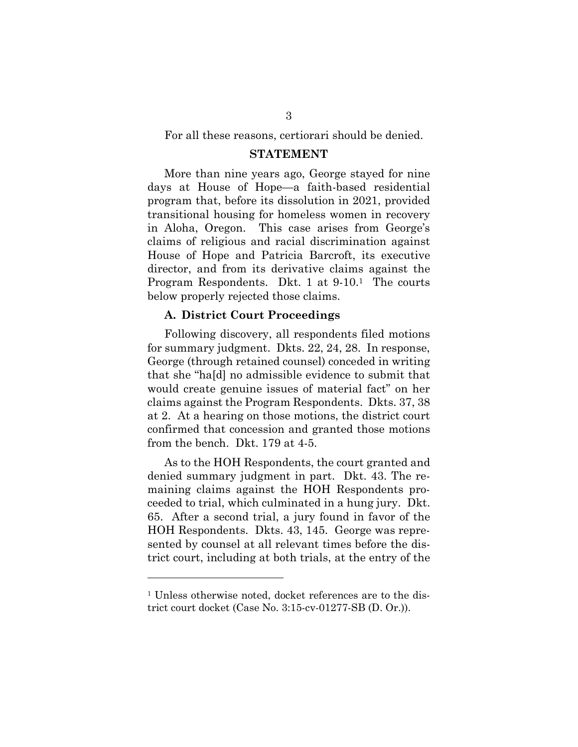For all these reasons, certiorari should be denied.

## STATEMENT

More than nine years ago, George stayed for nine days at House of Hope—a faith-based residential program that, before its dissolution in 2021, provided transitional housing for homeless women in recovery in Aloha, Oregon. This case arises from George's claims of religious and racial discrimination against House of Hope and Patricia Barcroft, its executive director, and from its derivative claims against the Program Respondents. Dkt. 1 at 9-10.[1] The courts below properly rejected those claims.

### A. District Court Proceedings

Following discovery, all respondents filed motions for summary judgment. Dkts. 22, 24, 28. In response, George (through retained counsel) conceded in writing that she "ha[d] no admissible evidence to submit that would create genuine issues of material fact" on her claims against the Program Respondents. Dkts. 37, 38 at 2. At a hearing on those motions, the district court confirmed that concession and granted those motions from the bench. Dkt. 179 at 4-5.

As to the HOH Respondents, the court granted and denied summary judgment in part. Dkt. 43. The remaining claims against the HOH Respondents proceeded to trial, which culminated in a hung jury. Dkt. 65. After a second trial, a jury found in favor of the HOH Respondents. Dkts. 43, 145. George was represented by counsel at all relevant times before the district court, including at both trials, at the entry of the

[1] Unless otherwise noted, docket references are to the district court docket (Case No. 3:15-cv-01277-SB (D. Or.)).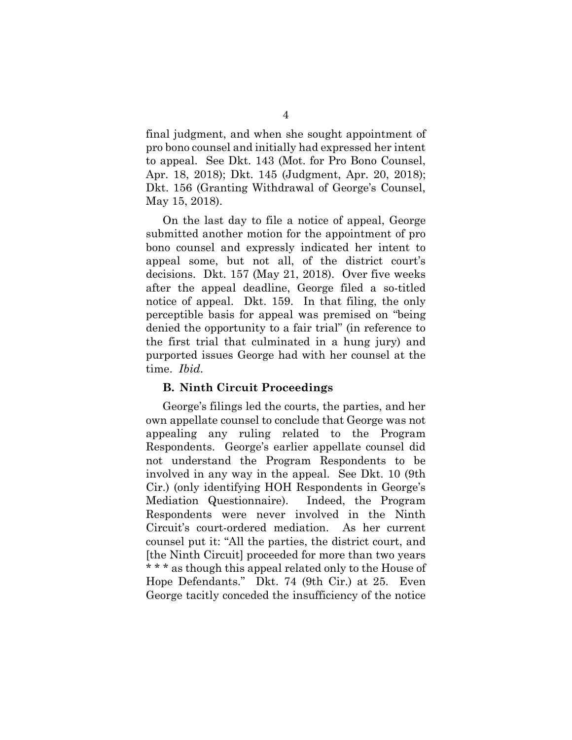final judgment, and when she sought appointment of pro bono counsel and initially had expressed her intent to appeal. See Dkt. 143 (Mot. for Pro Bono Counsel, Apr. 18, 2018); Dkt. 145 (Judgment, Apr. 20, 2018); Dkt. 156 (Granting Withdrawal of George's Counsel, May 15, 2018).

On the last day to file a notice of appeal, George submitted another motion for the appointment of pro bono counsel and expressly indicated her intent to appeal some, but not all, of the district court's decisions. Dkt. 157 (May 21, 2018). Over five weeks after the appeal deadline, George filed a so-titled notice of appeal. Dkt. 159. In that filing, the only perceptible basis for appeal was premised on "being denied the opportunity to a fair trial" (in reference to the first trial that culminated in a hung jury) and purported issues George had with her counsel at the time. *Ibid*.

**B. Ninth Circuit Proceedings**

George's filings led the courts, the parties, and her own appellate counsel to conclude that George was not appealing any ruling related to the Program Respondents. George's earlier appellate counsel did not understand the Program Respondents to be involved in any way in the appeal. See Dkt. 10 (9th Cir.) (only identifying HOH Respondents in George's Mediation Questionnaire). Indeed, the Program Respondents were never involved in the Ninth Circuit's court-ordered mediation. As her current counsel put it: "All the parties, the district court, and [the Ninth Circuit] proceeded for more than two years * * * as though this appeal related only to the House of Hope Defendants." Dkt. 74 (9th Cir.) at 25. Even George tacitly conceded the insufficiency of the notice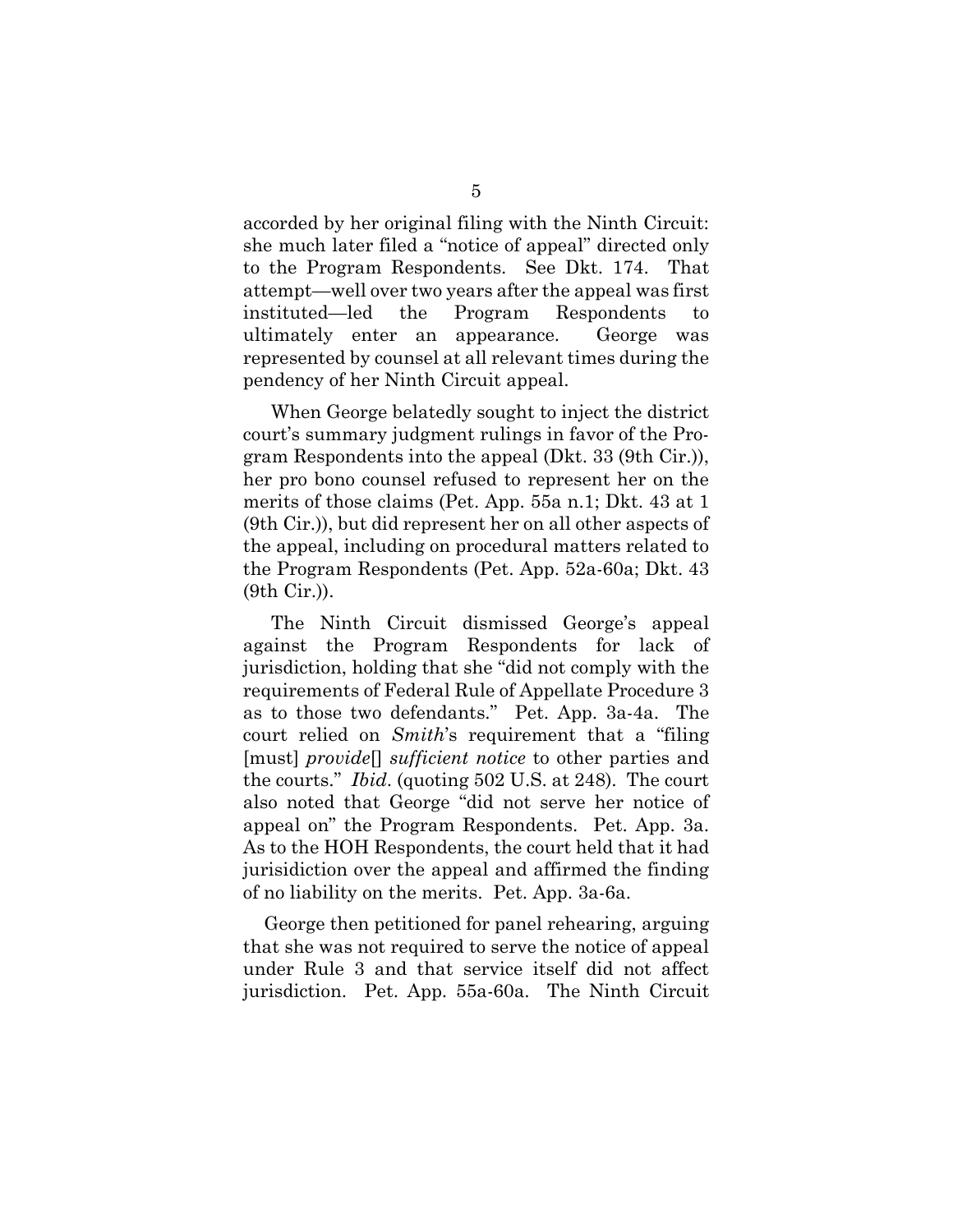accorded by her original filing with the Ninth Circuit: she much later filed a "notice of appeal" directed only to the Program Respondents. See Dkt. 174. That attempt—well over two years after the appeal was first instituted—led the Program Respondents to ultimately enter an appearance. George was represented by counsel at all relevant times during the pendency of her Ninth Circuit appeal.

When George belatedly sought to inject the district court's summary judgment rulings in favor of the Program Respondents into the appeal (Dkt. 33 (9th Cir.)), her pro bono counsel refused to represent her on the merits of those claims (Pet. App. 55a n.1; Dkt. 43 at 1 (9th Cir.)), but did represent her on all other aspects of the appeal, including on procedural matters related to the Program Respondents (Pet. App. 52a-60a; Dkt. 43 (9th Cir.)).

The Ninth Circuit dismissed George's appeal against the Program Respondents for lack of jurisdiction, holding that she "did not comply with the requirements of Federal Rule of Appellate Procedure 3 as to those two defendants." Pet. App. 3a-4a. The court relied on *Smith*'s requirement that a "filing [must] *provide*[] *sufficient notice* to other parties and the courts." *Ibid*. (quoting 502 U.S. at 248). The court also noted that George "did not serve her notice of appeal on" the Program Respondents. Pet. App. 3a. As to the HOH Respondents, the court held that it had jurisidiction over the appeal and affirmed the finding of no liability on the merits. Pet. App. 3a-6a.

George then petitioned for panel rehearing, arguing that she was not required to serve the notice of appeal under Rule 3 and that service itself did not affect jurisdiction. Pet. App. 55a-60a. The Ninth Circuit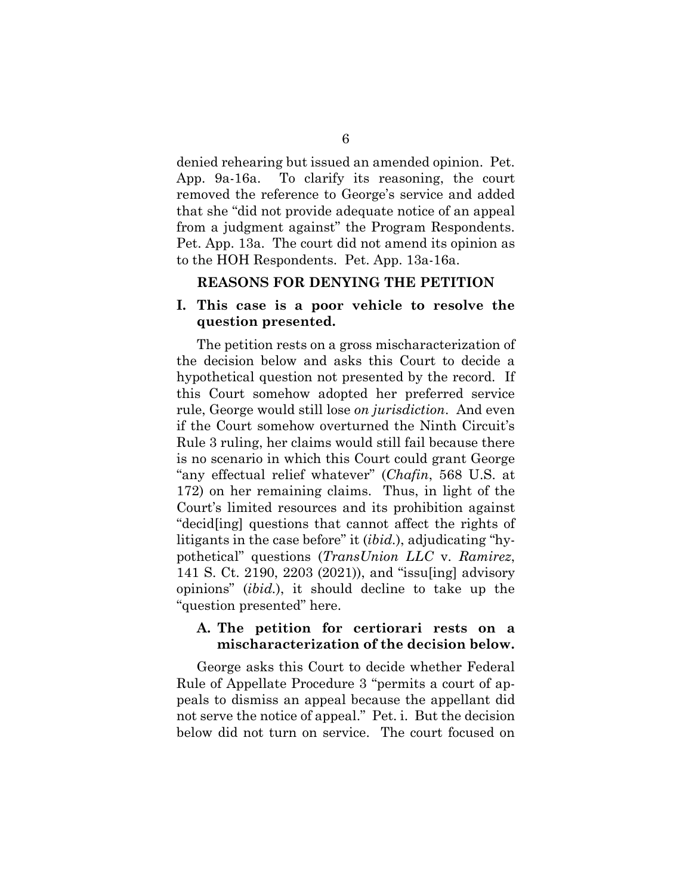denied rehearing but issued an amended opinion. Pet. App. 9a-16a. To clarify its reasoning, the court removed the reference to George's service and added that she "did not provide adequate notice of an appeal from a judgment against" the Program Respondents. Pet. App. 13a. The court did not amend its opinion as to the HOH Respondents. Pet. App. 13a-16a.

## REASONS FOR DENYING THE PETITION

### I. This case is a poor vehicle to resolve the question presented.

The petition rests on a gross mischaracterization of the decision below and asks this Court to decide a hypothetical question not presented by the record. If this Court somehow adopted her preferred service rule, George would still lose *on jurisdiction*. And even if the Court somehow overturned the Ninth Circuit's Rule 3 ruling, her claims would still fail because there is no scenario in which this Court could grant George "any effectual relief whatever" (*Chafin*, 568 U.S. at 172) on her remaining claims. Thus, in light of the Court's limited resources and its prohibition against "decid[ing] questions that cannot affect the rights of litigants in the case before" it (*ibid.*), adjudicating "hypothetical" questions (*TransUnion LLC* v. *Ramirez*, 141 S. Ct. 2190, 2203 (2021)), and "issu[ing] advisory opinions" (*ibid.*), it should decline to take up the "question presented" here.

#### A. The petition for certiorari rests on a mischaracterization of the decision below.

George asks this Court to decide whether Federal Rule of Appellate Procedure 3 "permits a court of appeals to dismiss an appeal because the appellant did not serve the notice of appeal." Pet. i. But the decision below did not turn on service. The court focused on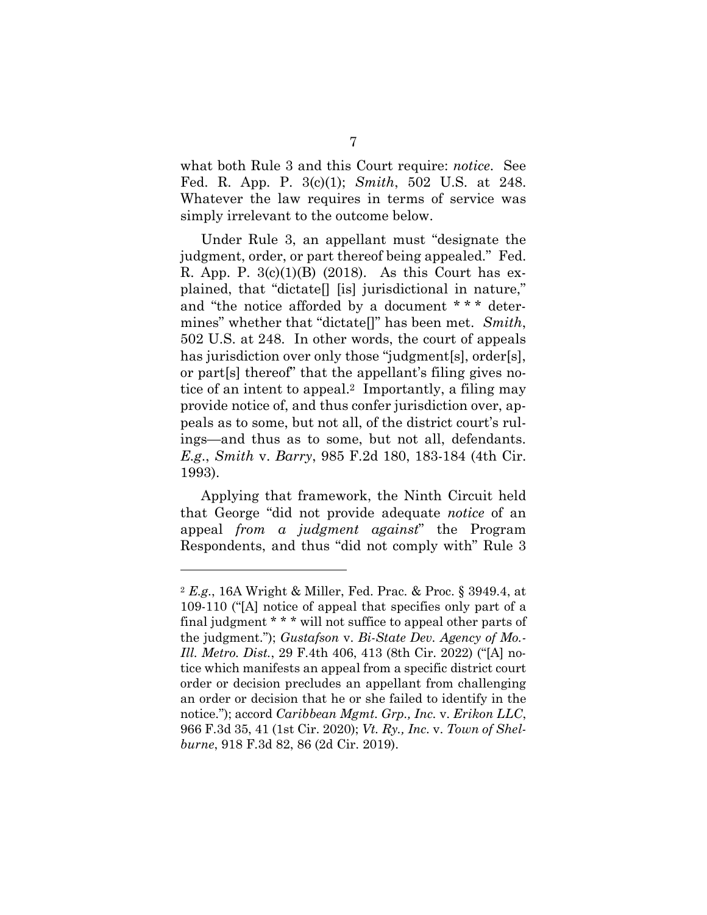what both Rule 3 and this Court require: *notice*. See Fed. R. App. P. 3(c)(1); *Smith*, 502 U.S. at 248. Whatever the law requires in terms of service was simply irrelevant to the outcome below.

Under Rule 3, an appellant must "designate the judgment, order, or part thereof being appealed." Fed. R. App. P. 3(c)(1)(B) (2018). As this Court has explained, that "dictate[] [is] jurisdictional in nature," and "the notice afforded by a document * * * determines" whether that "dictate[]" has been met. *Smith*, 502 U.S. at 248. In other words, the court of appeals has jurisdiction over only those "judgment[s], order[s], or part[s] thereof" that the appellant's filing gives notice of an intent to appeal.[2] Importantly, a filing may provide notice of, and thus confer jurisdiction over, appeals as to some, but not all, of the district court's rulings—and thus as to some, but not all, defendants. *E.g.*, *Smith* v. *Barry*, 985 F.2d 180, 183-184 (4th Cir. 1993).

Applying that framework, the Ninth Circuit held that George "did not provide adequate *notice* of an appeal *from a judgment against*" the Program Respondents, and thus "did not comply with" Rule 3

---

[2] *E.g.*, 16A Wright & Miller, Fed. Prac. & Proc. § 3949.4, at 109-110 ("[A] notice of appeal that specifies only part of a final judgment * * * will not suffice to appeal other parts of the judgment."); *Gustafson* v. *Bi-State Dev. Agency of Mo.-Ill. Metro. Dist.*, 29 F.4th 406, 413 (8th Cir. 2022) ("[A] notice which manifests an appeal from a specific district court order or decision precludes an appellant from challenging an order or decision that he or she failed to identify in the notice."); accord *Caribbean Mgmt. Grp., Inc.* v. *Erikon LLC*, 966 F.3d 35, 41 (1st Cir. 2020); *Vt. Ry., Inc.* v. *Town of Shelburne*, 918 F.3d 82, 86 (2d Cir. 2019).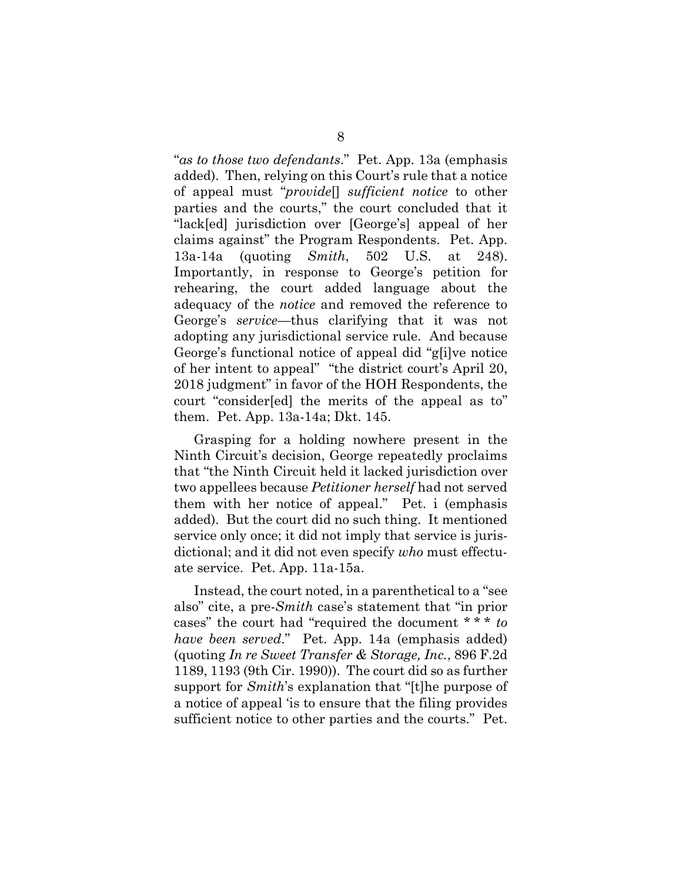"*as to those two defendants*." Pet. App. 13a (emphasis added). Then, relying on this Court's rule that a notice of appeal must "*provide*[] *sufficient notice* to other parties and the courts," the court concluded that it "lack[ed] jurisdiction over [George's] appeal of her claims against" the Program Respondents. Pet. App. 13a-14a (quoting *Smith*, 502 U.S. at 248). Importantly, in response to George's petition for rehearing, the court added language about the adequacy of the *notice* and removed the reference to George's *service*—thus clarifying that it was not adopting any jurisdictional service rule. And because George's functional notice of appeal did "g[i]ve notice of her intent to appeal" "the district court's April 20, 2018 judgment" in favor of the HOH Respondents, the court "consider[ed] the merits of the appeal as to" them. Pet. App. 13a-14a; Dkt. 145.

Grasping for a holding nowhere present in the Ninth Circuit's decision, George repeatedly proclaims that "the Ninth Circuit held it lacked jurisdiction over two appellees because *Petitioner herself* had not served them with her notice of appeal." Pet. i (emphasis added). But the court did no such thing. It mentioned service only once; it did not imply that service is jurisdictional; and it did not even specify *who* must effectuate service. Pet. App. 11a-15a.

Instead, the court noted, in a parenthetical to a "see also" cite, a pre-*Smith* case's statement that "in prior cases" the court had "required the document * * * *to have been served*." Pet. App. 14a (emphasis added) (quoting *In re Sweet Transfer & Storage, Inc.*, 896 F.2d 1189, 1193 (9th Cir. 1990)). The court did so as further support for *Smith*'s explanation that "[t]he purpose of a notice of appeal 'is to ensure that the filing provides sufficient notice to other parties and the courts." Pet.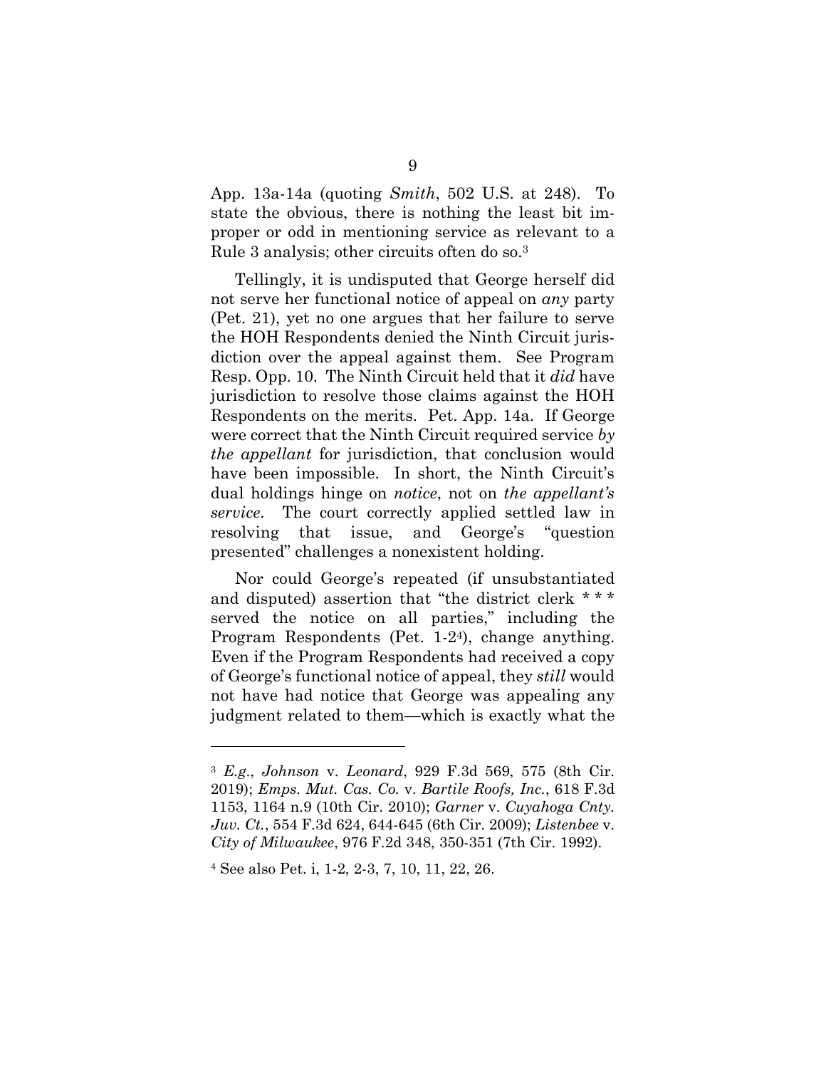App. 13a-14a (quoting *Smith*, 502 U.S. at 248). To state the obvious, there is nothing the least bit improper or odd in mentioning service as relevant to a Rule 3 analysis; other circuits often do so.[3]

Tellingly, it is undisputed that George herself did not serve her functional notice of appeal on *any* party (Pet. 21), yet no one argues that her failure to serve the HOH Respondents denied the Ninth Circuit jurisdiction over the appeal against them. See Program Resp. Opp. 10. The Ninth Circuit held that it *did* have jurisdiction to resolve those claims against the HOH Respondents on the merits. Pet. App. 14a. If George were correct that the Ninth Circuit required service *by the appellant* for jurisdiction, that conclusion would have been impossible. In short, the Ninth Circuit's dual holdings hinge on *notice*, not on *the appellant's service*. The court correctly applied settled law in resolving that issue, and George's "question presented" challenges a nonexistent holding.

Nor could George's repeated (if unsubstantiated and disputed) assertion that "the district clerk * * * served the notice on all parties," including the Program Respondents (Pet. 1-2[4]), change anything. Even if the Program Respondents had received a copy of George's functional notice of appeal, they *still* would not have had notice that George was appealing any judgment related to them—which is exactly what the

---

[3] *E.g.*, *Johnson* v. *Leonard*, 929 F.3d 569, 575 (8th Cir. 2019); *Emps. Mut. Cas. Co.* v. *Bartile Roofs, Inc.*, 618 F.3d 1153, 1164 n.9 (10th Cir. 2010); *Garner* v. *Cuyahoga Cnty. Juv. Ct.*, 554 F.3d 624, 644-645 (6th Cir. 2009); *Listenbee* v. *City of Milwaukee*, 976 F.2d 348, 350-351 (7th Cir. 1992).

[4] See also Pet. i, 1-2, 2-3, 7, 10, 11, 22, 26.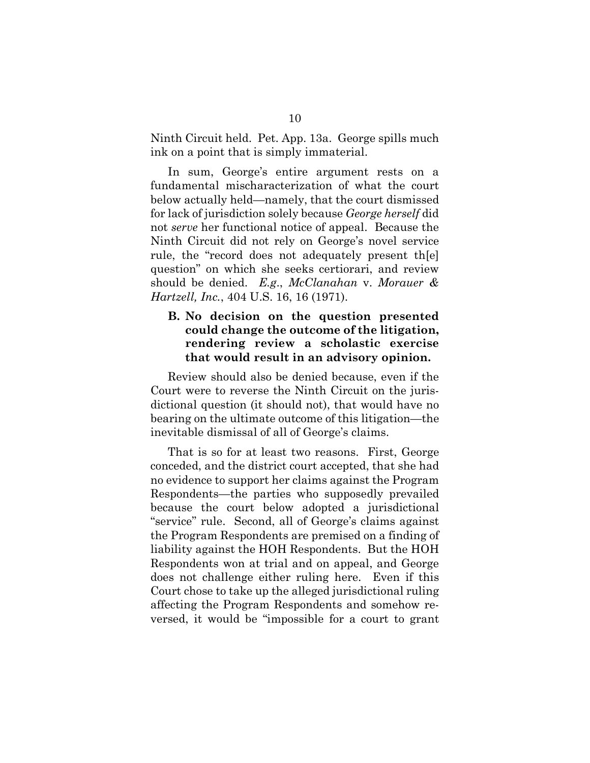Ninth Circuit held. Pet. App. 13a. George spills much ink on a point that is simply immaterial.

In sum, George's entire argument rests on a fundamental mischaracterization of what the court below actually held—namely, that the court dismissed for lack of jurisdiction solely because *George herself* did not *serve* her functional notice of appeal. Because the Ninth Circuit did not rely on George's novel service rule, the "record does not adequately present th[e] question" on which she seeks certiorari, and review should be denied. *E.g.*, *McClanahan* v. *Morauer & Hartzell, Inc.*, 404 U.S. 16, 16 (1971).

### B. No decision on the question presented could change the outcome of the litigation, rendering review a scholastic exercise that would result in an advisory opinion.

Review should also be denied because, even if the Court were to reverse the Ninth Circuit on the jurisdictional question (it should not), that would have no bearing on the ultimate outcome of this litigation—the inevitable dismissal of all of George's claims.

That is so for at least two reasons. First, George conceded, and the district court accepted, that she had no evidence to support her claims against the Program Respondents—the parties who supposedly prevailed because the court below adopted a jurisdictional "service" rule. Second, all of George's claims against the Program Respondents are premised on a finding of liability against the HOH Respondents. But the HOH Respondents won at trial and on appeal, and George does not challenge either ruling here. Even if this Court chose to take up the alleged jurisdictional ruling affecting the Program Respondents and somehow reversed, it would be "impossible for a court to grant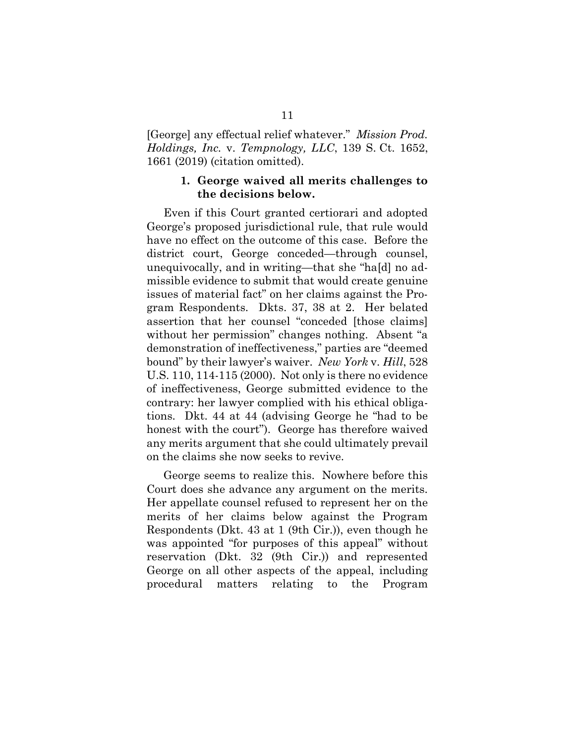[George] any effectual relief whatever." *Mission Prod. Holdings, Inc.* v. *Tempnology, LLC*, 139 S. Ct. 1652, 1661 (2019) (citation omitted).

### 1. George waived all merits challenges to the decisions below.

Even if this Court granted certiorari and adopted George's proposed jurisdictional rule, that rule would have no effect on the outcome of this case. Before the district court, George conceded—through counsel, unequivocally, and in writing—that she "ha[d] no admissible evidence to submit that would create genuine issues of material fact" on her claims against the Program Respondents. Dkts. 37, 38 at 2. Her belated assertion that her counsel "conceded [those claims] without her permission" changes nothing. Absent "a demonstration of ineffectiveness," parties are "deemed bound" by their lawyer's waiver. *New York* v. *Hill*, 528 U.S. 110, 114-115 (2000). Not only is there no evidence of ineffectiveness, George submitted evidence to the contrary: her lawyer complied with his ethical obligations. Dkt. 44 at 44 (advising George he "had to be honest with the court"). George has therefore waived any merits argument that she could ultimately prevail on the claims she now seeks to revive.

George seems to realize this. Nowhere before this Court does she advance any argument on the merits. Her appellate counsel refused to represent her on the merits of her claims below against the Program Respondents (Dkt. 43 at 1 (9th Cir.)), even though he was appointed "for purposes of this appeal" without reservation (Dkt. 32 (9th Cir.)) and represented George on all other aspects of the appeal, including procedural matters relating to the Program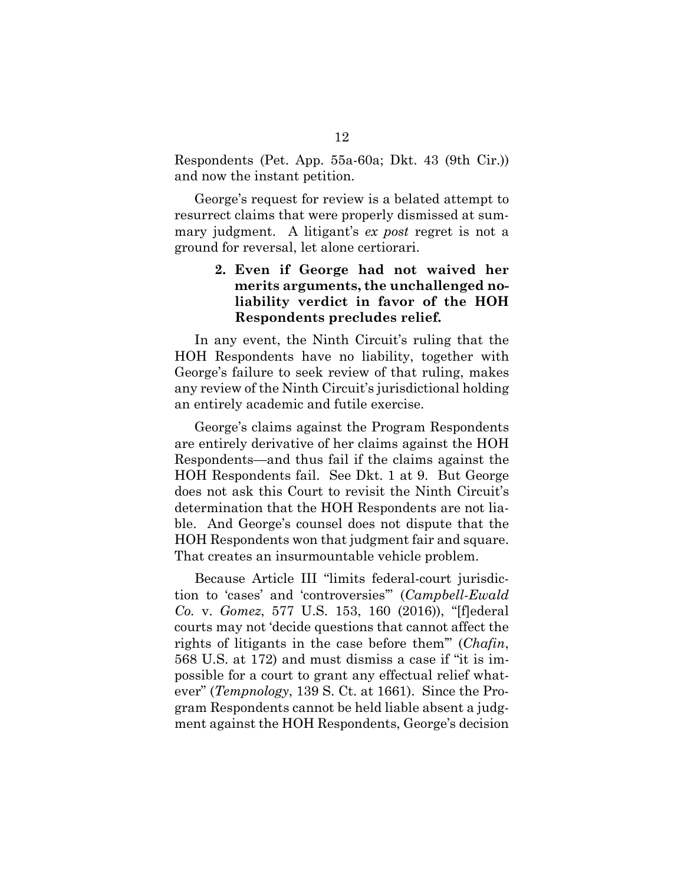Respondents (Pet. App. 55a-60a; Dkt. 43 (9th Cir.)) and now the instant petition.

George's request for review is a belated attempt to resurrect claims that were properly dismissed at summary judgment. A litigant's *ex post* regret is not a ground for reversal, let alone certiorari.

### 2. Even if George had not waived her merits arguments, the unchallenged no-liability verdict in favor of the HOH Respondents precludes relief.

In any event, the Ninth Circuit's ruling that the HOH Respondents have no liability, together with George's failure to seek review of that ruling, makes any review of the Ninth Circuit's jurisdictional holding an entirely academic and futile exercise.

George's claims against the Program Respondents are entirely derivative of her claims against the HOH Respondents—and thus fail if the claims against the HOH Respondents fail. See Dkt. 1 at 9. But George does not ask this Court to revisit the Ninth Circuit's determination that the HOH Respondents are not liable. And George's counsel does not dispute that the HOH Respondents won that judgment fair and square. That creates an insurmountable vehicle problem.

Because Article III "limits federal-court jurisdiction to 'cases' and 'controversies'" (*Campbell-Ewald Co.* v. *Gomez*, 577 U.S. 153, 160 (2016)), "[f]ederal courts may not 'decide questions that cannot affect the rights of litigants in the case before them'" (*Chafin*, 568 U.S. at 172) and must dismiss a case if "it is impossible for a court to grant any effectual relief whatever" (*Tempnology*, 139 S. Ct. at 1661). Since the Program Respondents cannot be held liable absent a judgment against the HOH Respondents, George's decision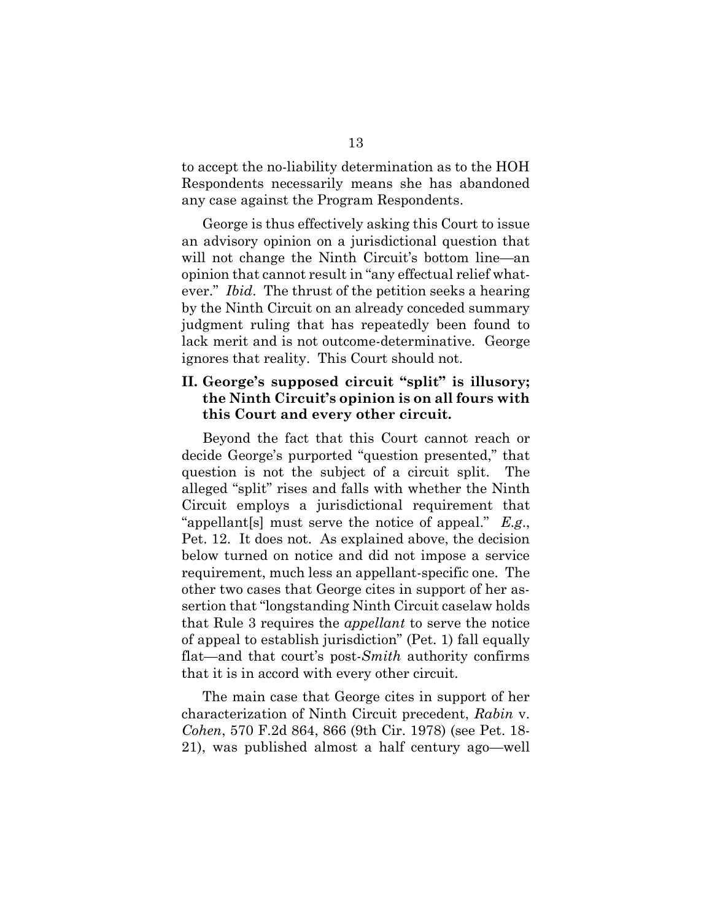to accept the no-liability determination as to the HOH Respondents necessarily means she has abandoned any case against the Program Respondents.

George is thus effectively asking this Court to issue an advisory opinion on a jurisdictional question that will not change the Ninth Circuit's bottom line—an opinion that cannot result in "any effectual relief whatever." *Ibid*. The thrust of the petition seeks a hearing by the Ninth Circuit on an already conceded summary judgment ruling that has repeatedly been found to lack merit and is not outcome-determinative. George ignores that reality. This Court should not.

## II. George's supposed circuit "split" is illusory; the Ninth Circuit's opinion is on all fours with this Court and every other circuit.

Beyond the fact that this Court cannot reach or decide George's purported "question presented," that question is not the subject of a circuit split. The alleged "split" rises and falls with whether the Ninth Circuit employs a jurisdictional requirement that "appellant[s] must serve the notice of appeal." *E.g.*, Pet. 12. It does not. As explained above, the decision below turned on notice and did not impose a service requirement, much less an appellant-specific one. The other two cases that George cites in support of her assertion that "longstanding Ninth Circuit caselaw holds that Rule 3 requires the *appellant* to serve the notice of appeal to establish jurisdiction" (Pet. 1) fall equally flat—and that court's post-*Smith* authority confirms that it is in accord with every other circuit.

The main case that George cites in support of her characterization of Ninth Circuit precedent, *Rabin* v. *Cohen*, 570 F.2d 864, 866 (9th Cir. 1978) (see Pet. 18-21), was published almost a half century ago—well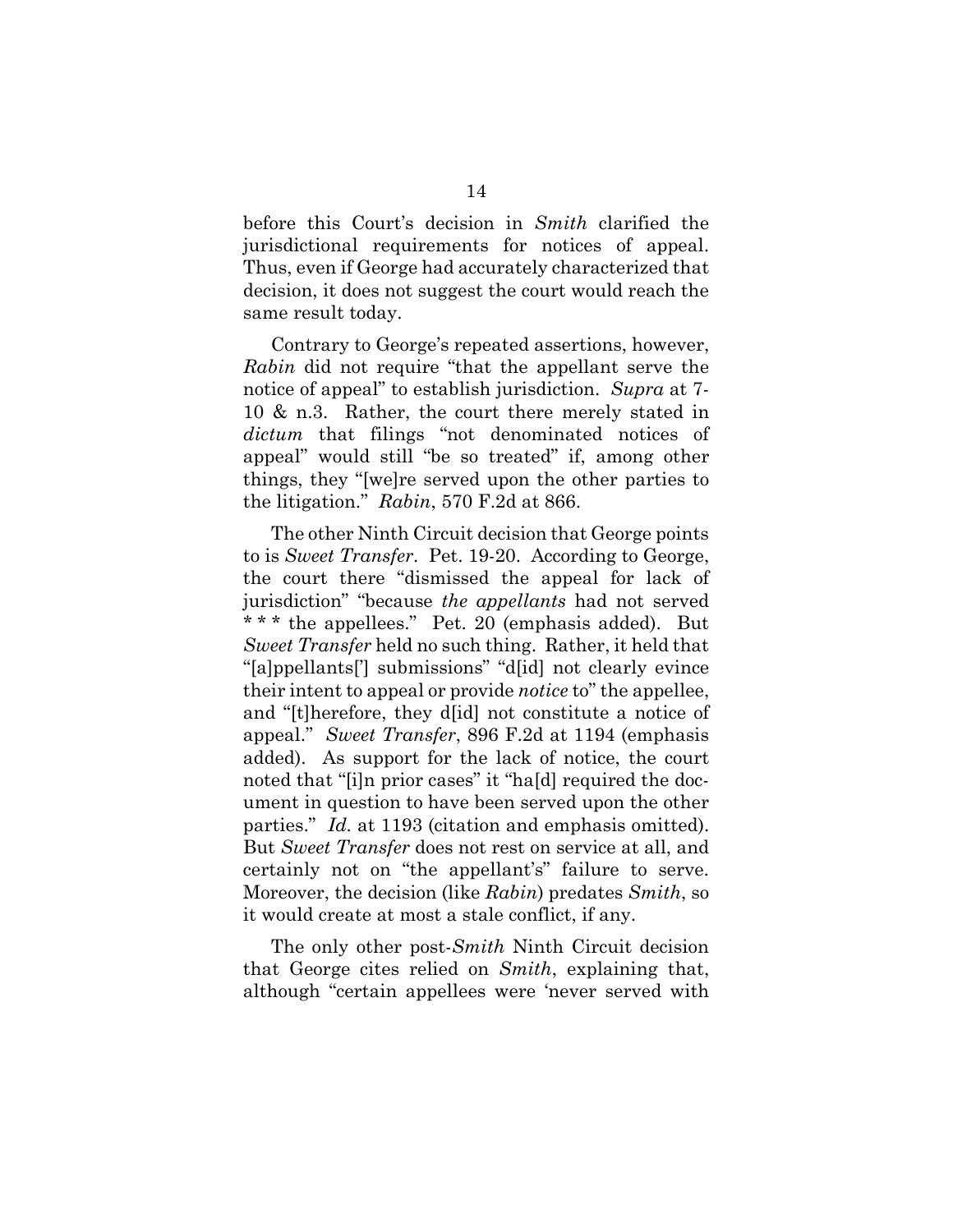before this Court's decision in *Smith* clarified the jurisdictional requirements for notices of appeal. Thus, even if George had accurately characterized that decision, it does not suggest the court would reach the same result today.

Contrary to George's repeated assertions, however, *Rabin* did not require "that the appellant serve the notice of appeal" to establish jurisdiction. *Supra* at 7-10 & n.3. Rather, the court there merely stated in *dictum* that filings "not denominated notices of appeal" would still "be so treated" if, among other things, they "[we]re served upon the other parties to the litigation." *Rabin*, 570 F.2d at 866.

The other Ninth Circuit decision that George points to is *Sweet Transfer*. Pet. 19-20. According to George, the court there "dismissed the appeal for lack of jurisdiction" "because *the appellants* had not served * * * the appellees." Pet. 20 (emphasis added). But *Sweet Transfer* held no such thing. Rather, it held that "[a]ppellants['] submissions" "d[id] not clearly evince their intent to appeal or provide *notice* to" the appellee, and "[t]herefore, they d[id] not constitute a notice of appeal." *Sweet Transfer*, 896 F.2d at 1194 (emphasis added). As support for the lack of notice, the court noted that "[i]n prior cases" it "ha[d] required the document in question to have been served upon the other parties." *Id.* at 1193 (citation and emphasis omitted). But *Sweet Transfer* does not rest on service at all, and certainly not on "the appellant's" failure to serve. Moreover, the decision (like *Rabin*) predates *Smith*, so it would create at most a stale conflict, if any.

The only other post-*Smith* Ninth Circuit decision that George cites relied on *Smith*, explaining that, although "certain appellees were 'never served with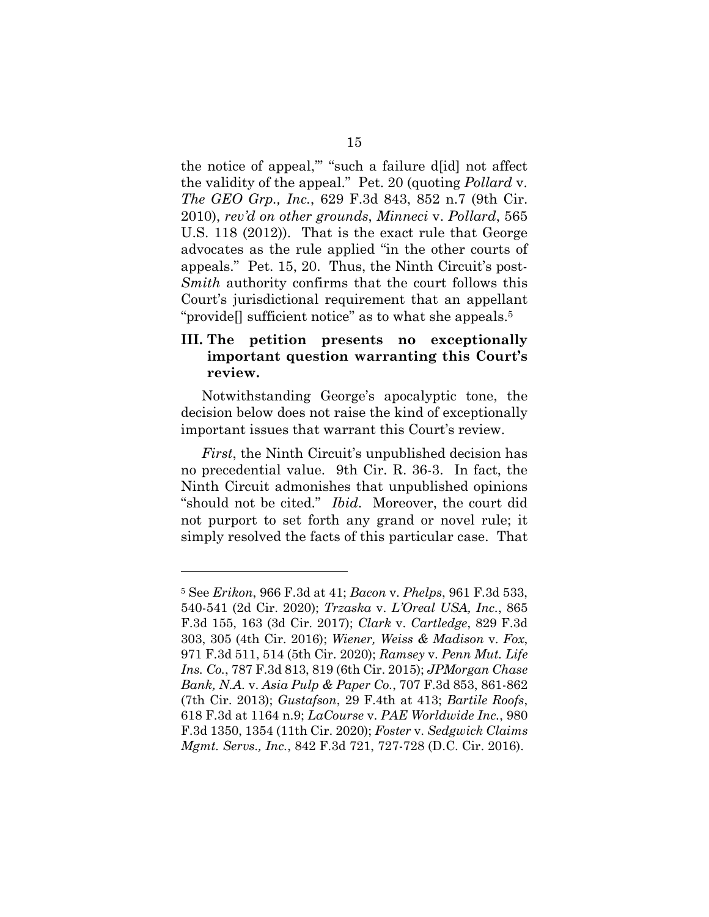the notice of appeal,'" "such a failure d[id] not affect the validity of the appeal." Pet. 20 (quoting *Pollard* v. *The GEO Grp., Inc.*, 629 F.3d 843, 852 n.7 (9th Cir. 2010), *rev'd on other grounds*, *Minneci* v. *Pollard*, 565 U.S. 118 (2012)). That is the exact rule that George advocates as the rule applied "in the other courts of appeals." Pet. 15, 20. Thus, the Ninth Circuit's post-*Smith* authority confirms that the court follows this Court's jurisdictional requirement that an appellant "provide[] sufficient notice" as to what she appeals.[5]

## III. The petition presents no exceptionally important question warranting this Court's review.

Notwithstanding George's apocalyptic tone, the decision below does not raise the kind of exceptionally important issues that warrant this Court's review.

*First*, the Ninth Circuit's unpublished decision has no precedential value. 9th Cir. R. 36-3. In fact, the Ninth Circuit admonishes that unpublished opinions "should not be cited." *Ibid*. Moreover, the court did not purport to set forth any grand or novel rule; it simply resolved the facts of this particular case. That

---

[5] See *Erikon*, 966 F.3d at 41; *Bacon* v. *Phelps*, 961 F.3d 533, 540-541 (2d Cir. 2020); *Trzaska* v. *L'Oreal USA, Inc.*, 865 F.3d 155, 163 (3d Cir. 2017); *Clark* v. *Cartledge*, 829 F.3d 303, 305 (4th Cir. 2016); *Wiener, Weiss & Madison* v. *Fox*, 971 F.3d 511, 514 (5th Cir. 2020); *Ramsey* v. *Penn Mut. Life Ins. Co.*, 787 F.3d 813, 819 (6th Cir. 2015); *JPMorgan Chase Bank, N.A.* v. *Asia Pulp & Paper Co.*, 707 F.3d 853, 861-862 (7th Cir. 2013); *Gustafson*, 29 F.4th at 413; *Bartile Roofs*, 618 F.3d at 1164 n.9; *LaCourse* v. *PAE Worldwide Inc.*, 980 F.3d 1350, 1354 (11th Cir. 2020); *Foster* v. *Sedgwick Claims Mgmt. Servs., Inc.*, 842 F.3d 721, 727-728 (D.C. Cir. 2016).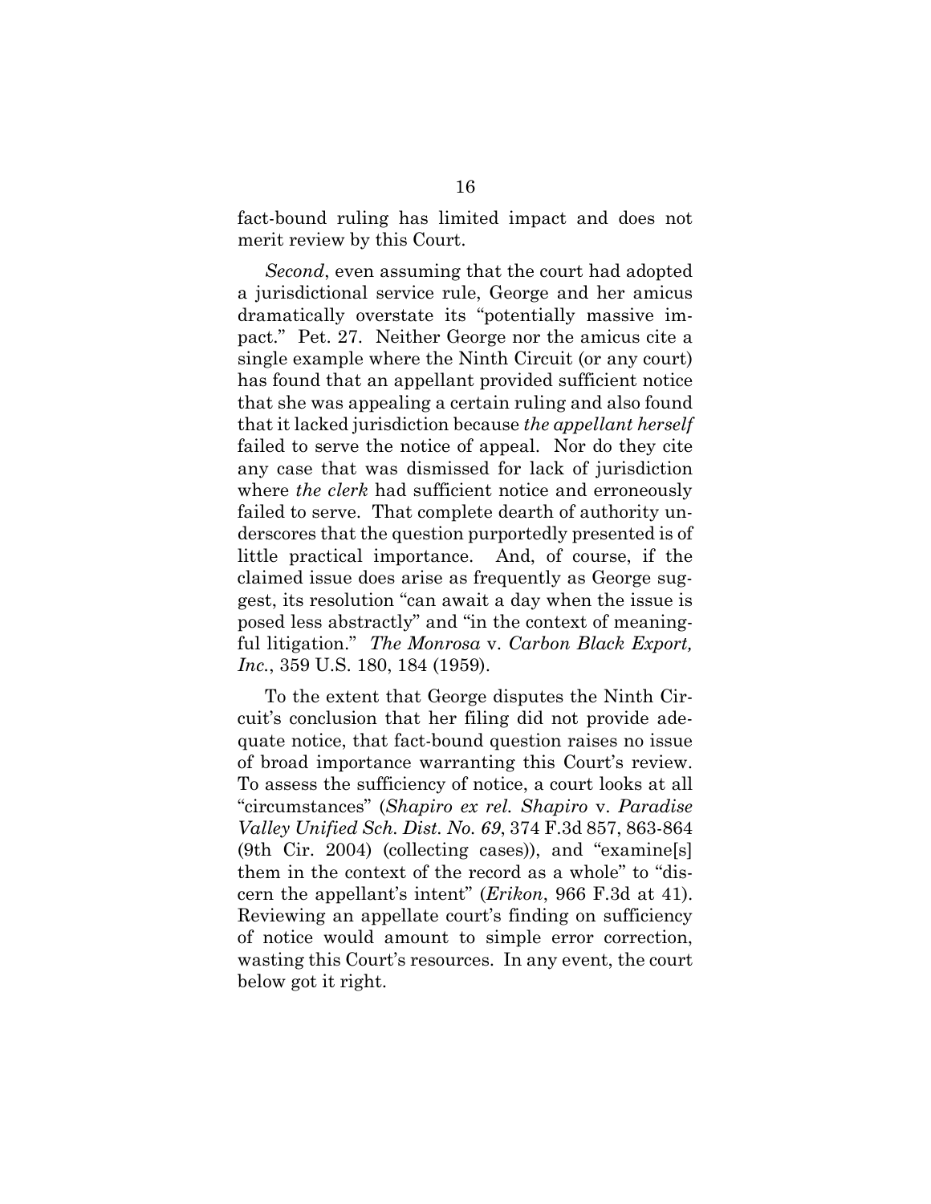fact-bound ruling has limited impact and does not merit review by this Court.

*Second*, even assuming that the court had adopted a jurisdictional service rule, George and her amicus dramatically overstate its "potentially massive impact." Pet. 27. Neither George nor the amicus cite a single example where the Ninth Circuit (or any court) has found that an appellant provided sufficient notice that she was appealing a certain ruling and also found that it lacked jurisdiction because *the appellant herself* failed to serve the notice of appeal. Nor do they cite any case that was dismissed for lack of jurisdiction where *the clerk* had sufficient notice and erroneously failed to serve. That complete dearth of authority underscores that the question purportedly presented is of little practical importance. And, of course, if the claimed issue does arise as frequently as George suggest, its resolution "can await a day when the issue is posed less abstractly" and "in the context of meaningful litigation." *The Monrosa* v. *Carbon Black Export, Inc.*, 359 U.S. 180, 184 (1959).

To the extent that George disputes the Ninth Circuit's conclusion that her filing did not provide adequate notice, that fact-bound question raises no issue of broad importance warranting this Court's review. To assess the sufficiency of notice, a court looks at all "circumstances" (*Shapiro ex rel. Shapiro* v. *Paradise Valley Unified Sch. Dist. No. 69*, 374 F.3d 857, 863-864 (9th Cir. 2004) (collecting cases)), and "examine[s] them in the context of the record as a whole" to "discern the appellant's intent" (*Erikon*, 966 F.3d at 41). Reviewing an appellate court's finding on sufficiency of notice would amount to simple error correction, wasting this Court's resources. In any event, the court below got it right.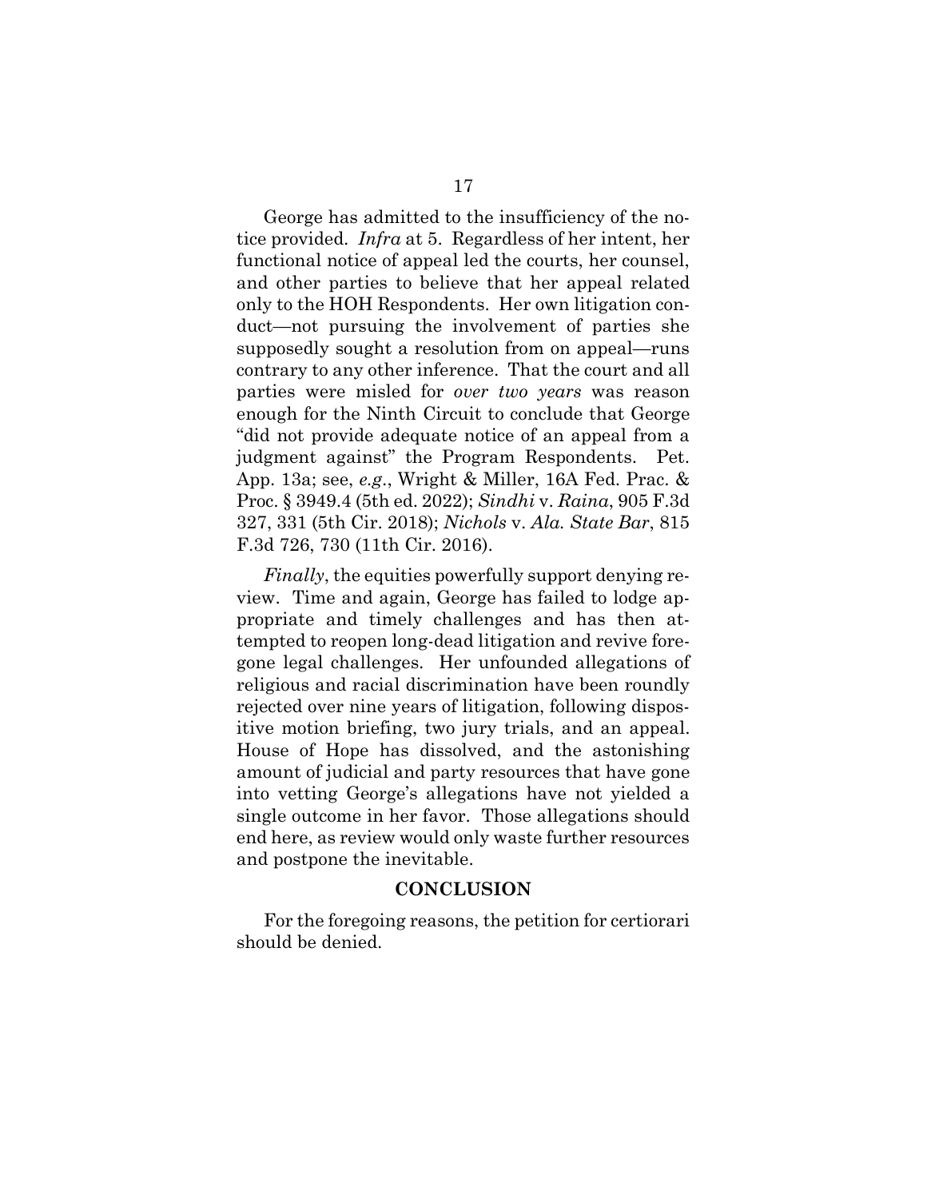George has admitted to the insufficiency of the notice provided. *Infra* at 5. Regardless of her intent, her functional notice of appeal led the courts, her counsel, and other parties to believe that her appeal related only to the HOH Respondents. Her own litigation conduct—not pursuing the involvement of parties she supposedly sought a resolution from on appeal—runs contrary to any other inference. That the court and all parties were misled for *over two years* was reason enough for the Ninth Circuit to conclude that George "did not provide adequate notice of an appeal from a judgment against" the Program Respondents. Pet. App. 13a; see, *e.g.*, Wright & Miller, 16A Fed. Prac. & Proc. § 3949.4 (5th ed. 2022); *Sindhi* v. *Raina*, 905 F.3d 327, 331 (5th Cir. 2018); *Nichols* v. *Ala. State Bar*, 815 F.3d 726, 730 (11th Cir. 2016).

*Finally*, the equities powerfully support denying review. Time and again, George has failed to lodge appropriate and timely challenges and has then attempted to reopen long-dead litigation and revive foregone legal challenges. Her unfounded allegations of religious and racial discrimination have been roundly rejected over nine years of litigation, following dispositive motion briefing, two jury trials, and an appeal. House of Hope has dissolved, and the astonishing amount of judicial and party resources that have gone into vetting George's allegations have not yielded a single outcome in her favor. Those allegations should end here, as review would only waste further resources and postpone the inevitable.

## CONCLUSION

For the foregoing reasons, the petition for certiorari should be denied.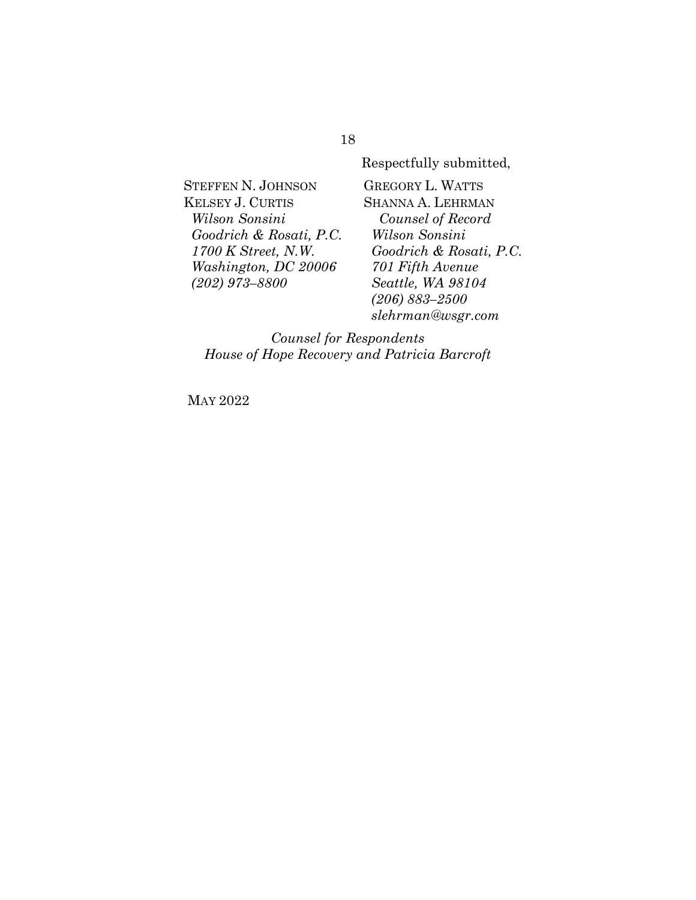Respectfully submitted,

STEFFEN N. JOHNSON
KELSEY J. CURTIS
*Wilson Sonsini*
*Goodrich & Rosati, P.C.*
*1700 K Street, N.W.*
*Washington, DC 20006*
*(202) 973–8800*

GREGORY L. WATTS
SHANNA A. LEHRMAN
*Counsel of Record*
*Wilson Sonsini*
*Goodrich & Rosati, P.C.*
*701 Fifth Avenue*
*Seattle, WA 98104*
*(206) 883–2500*
*slehrman@wsgr.com*

*Counsel for Respondents*
*House of Hope Recovery and Patricia Barcroft*

MAY 2022